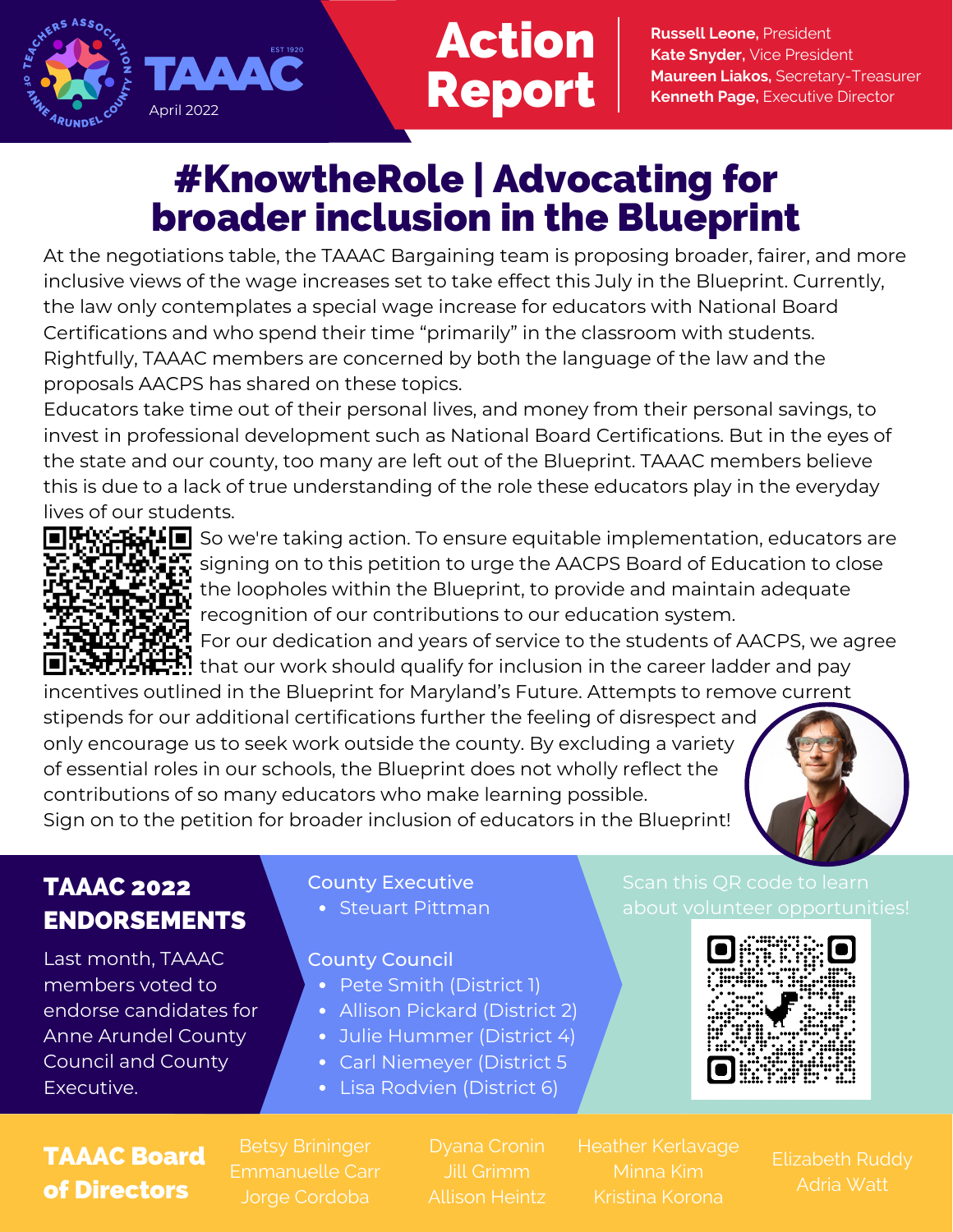# TAAAC Action Report

April 2022

**Russell Leone**, President
**Kate Snyder**, Vice President
**Maureen Liakos**, Secretary-Treasurer
**Kenneth Page**, Executive Director

## #KnowtheRole | Advocating for broader inclusion in the Blueprint

At the negotiations table, the TAAAC Bargaining team is proposing broader, fairer, and more inclusive views of the wage increases set to take effect this July in the Blueprint. Currently, the law only contemplates a special wage increase for educators with National Board Certifications and who spend their time "primarily" in the classroom with students. Rightfully, TAAAC members are concerned by both the language of the law and the proposals AACPS has shared on these topics.

Educators take time out of their personal lives, and money from their personal savings, to invest in professional development such as National Board Certifications. But in the eyes of the state and our county, too many are left out of the Blueprint. TAAAC members believe this is due to a lack of true understanding of the role these educators play in the everyday lives of our students.

So we're taking action. To ensure equitable implementation, educators are signing on to this petition to urge the AACPS Board of Education to close the loopholes within the Blueprint, to provide and maintain adequate recognition of our contributions to our education system.

For our dedication and years of service to the students of AACPS, we agree that our work should qualify for inclusion in the career ladder and pay incentives outlined in the Blueprint for Maryland's Future. Attempts to remove current stipends for our additional certifications further the feeling of disrespect and only encourage us to seek work outside the county. By excluding a variety of essential roles in our schools, the Blueprint does not wholly reflect the contributions of so many educators who make learning possible.

Sign on to the petition for broader inclusion of educators in the Blueprint!

## TAAAC 2022 ENDORSEMENTS

Last month, TAAAC members voted to endorse candidates for Anne Arundel County Council and County Executive.

**County Executive**

- Steuart Pittman

**County Council**

- Pete Smith (District 1)
- Allison Pickard (District 2)
- Julie Hummer (District 4)
- Carl Niemeyer (District 5
- Lisa Rodvien (District 6)

Scan this QR code to learn about volunteer opportunities!

## TAAAC Board of Directors

Betsy Brininger
Emmanuelle Carr
Jorge Cordoba
Dyana Cronin
Jill Grimm
Allison Heintz
Heather Kerlavage
Minna Kim
Kristina Korona
Elizabeth Ruddy
Adria Watt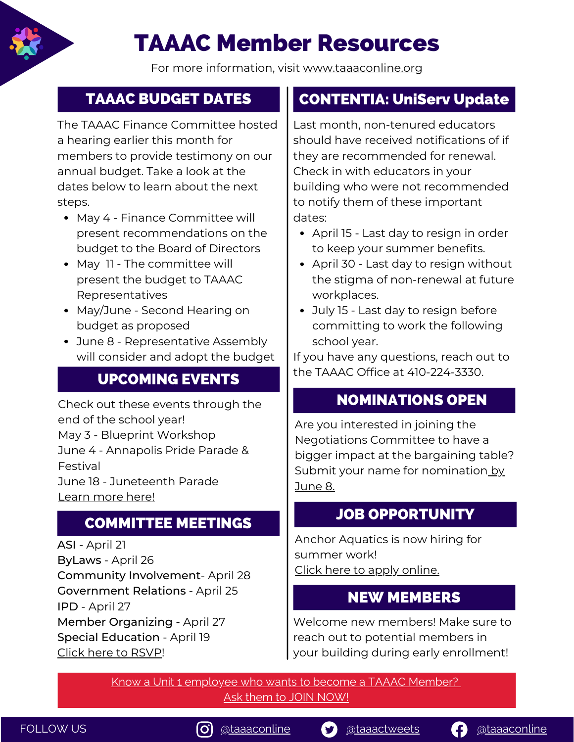# TAAAC Member Resources

For more information, visit www.taaaconline.org

## TAAAC BUDGET DATES

The TAAAC Finance Committee hosted a hearing earlier this month for members to provide testimony on our annual budget. Take a look at the dates below to learn about the next steps.

- May 4 - Finance Committee will present recommendations on the budget to the Board of Directors
- May 11 - The committee will present the budget to TAAAC Representatives
- May/June - Second Hearing on budget as proposed
- June 8 - Representative Assembly will consider and adopt the budget

## UPCOMING EVENTS

Check out these events through the end of the school year!

May 3 - Blueprint Workshop
June 4 - Annapolis Pride Parade & Festival
June 18 - Juneteenth Parade
Learn more here!

## COMMITTEE MEETINGS

**ASI** - April 21
**ByLaws** - April 26
**Community Involvement**- April 28
**Government Relations** - April 25
**IPD** - April 27
**Member Organizing** - April 27
**Special Education** - April 19
Click here to RSVP!

## CONTENTIA: UniServ Update

Last month, non-tenured educators should have received notifications of if they are recommended for renewal. Check in with educators in your building who were not recommended to notify them of these important dates:

- April 15 - Last day to resign in order to keep your summer benefits.
- April 30 - Last day to resign without the stigma of non-renewal at future workplaces.
- July 15 - Last day to resign before committing to work the following school year.

If you have any questions, reach out to the TAAAC Office at 410-224-3330.

## NOMINATIONS OPEN

Are you interested in joining the Negotiations Committee to have a bigger impact at the bargaining table? Submit your name for nomination by June 8.

## JOB OPPORTUNITY

Anchor Aquatics is now hiring for summer work!
Click here to apply online.

## NEW MEMBERS

Welcome new members! Make sure to reach out to potential members in your building during early enrollment!

Know a Unit 1 employee who wants to become a TAAAC Member?
Ask them to JOIN NOW!

FOLLOW US @taaaconline @taaactweets @taaaconline